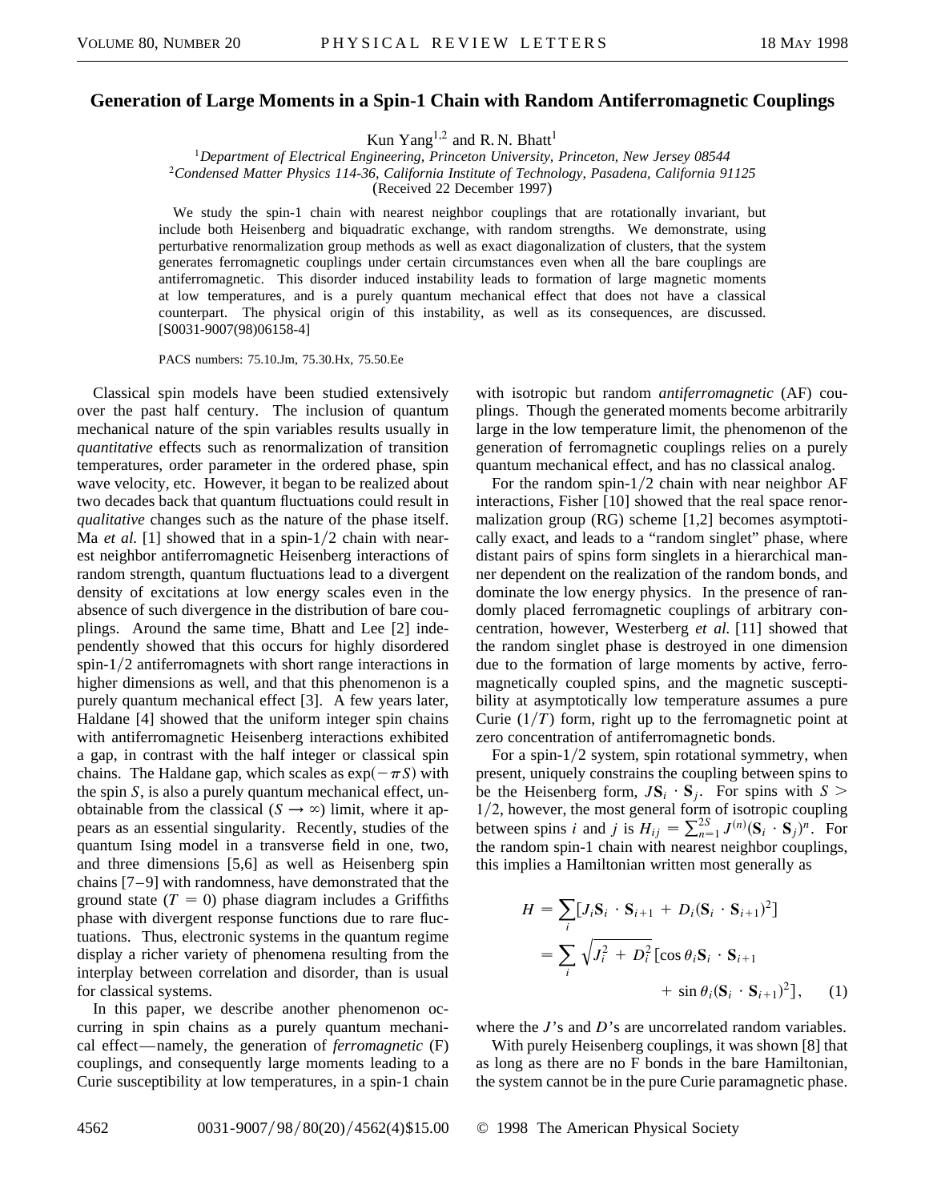# Generation of Large Moments in a Spin-1 Chain with Random Antiferromagnetic Couplings

Kun Yang[1,2] and R. N. Bhatt[1]

[1]Department of Electrical Engineering, Princeton University, Princeton, New Jersey 08544
[2]Condensed Matter Physics 114-36, California Institute of Technology, Pasadena, California 91125
(Received 22 December 1997)

We study the spin-1 chain with nearest neighbor couplings that are rotationally invariant, but include both Heisenberg and biquadratic exchange, with random strengths. We demonstrate, using perturbative renormalization group methods as well as exact diagonalization of clusters, that the system generates ferromagnetic couplings under certain circumstances even when all the bare couplings are antiferromagnetic. This disorder induced instability leads to formation of large magnetic moments at low temperatures, and is a purely quantum mechanical effect that does not have a classical counterpart. The physical origin of this instability, as well as its consequences, are discussed. [S0031-9007(98)06158-4]

PACS numbers: 75.10.Jm, 75.30.Hx, 75.50.Ee

Classical spin models have been studied extensively over the past half century. The inclusion of quantum mechanical nature of the spin variables results usually in *quantitative* effects such as renormalization of transition temperatures, order parameter in the ordered phase, spin wave velocity, etc. However, it began to be realized about two decades back that quantum fluctuations could result in *qualitative* changes such as the nature of the phase itself. Ma *et al.* [1] showed that in a spin-$1/2$ chain with nearest neighbor antiferromagnetic Heisenberg interactions of random strength, quantum fluctuations lead to a divergent density of excitations at low energy scales even in the absence of such divergence in the distribution of bare couplings. Around the same time, Bhatt and Lee [2] independently showed that this occurs for highly disordered spin-$1/2$ antiferromagnets with short range interactions in higher dimensions as well, and that this phenomenon is a purely quantum mechanical effect [3]. A few years later, Haldane [4] showed that the uniform integer spin chains with antiferromagnetic Heisenberg interactions exhibited a gap, in contrast with the half integer or classical spin chains. The Haldane gap, which scales as $\exp(-\pi S)$ with the spin $S$, is also a purely quantum mechanical effect, unobtainable from the classical ($S \to \infty$) limit, where it appears as an essential singularity. Recently, studies of the quantum Ising model in a transverse field in one, two, and three dimensions [5,6] as well as Heisenberg spin chains [7–9] with randomness, have demonstrated that the ground state ($T = 0$) phase diagram includes a Griffiths phase with divergent response functions due to rare fluctuations. Thus, electronic systems in the quantum regime display a richer variety of phenomena resulting from the interplay between correlation and disorder, than is usual for classical systems.

In this paper, we describe another phenomenon occurring in spin chains as a purely quantum mechanical effect—namely, the generation of *ferromagnetic* (F) couplings, and consequently large moments leading to a Curie susceptibility at low temperatures, in a spin-1 chain with isotropic but random *antiferromagnetic* (AF) couplings. Though the generated moments become arbitrarily large in the low temperature limit, the phenomenon of the generation of ferromagnetic couplings relies on a purely quantum mechanical effect, and has no classical analog.

For the random spin-$1/2$ chain with near neighbor AF interactions, Fisher [10] showed that the real space renormalization group (RG) scheme [1,2] becomes asymptotically exact, and leads to a "random singlet" phase, where distant pairs of spins form singlets in a hierarchical manner dependent on the realization of the random bonds, and dominate the low energy physics. In the presence of randomly placed ferromagnetic couplings of arbitrary concentration, however, Westerberg *et al.* [11] showed that the random singlet phase is destroyed in one dimension due to the formation of large moments by active, ferromagnetically coupled spins, and the magnetic susceptibility at asymptotically low temperature assumes a pure Curie ($1/T$) form, right up to the ferromagnetic point at zero concentration of antiferromagnetic bonds.

For a spin-$1/2$ system, spin rotational symmetry, when present, uniquely constrains the coupling between spins to be the Heisenberg form, $J\mathbf{S}_i \cdot \mathbf{S}_j$. For spins with $S > 1/2$, however, the most general form of isotropic coupling between spins $i$ and $j$ is $H_{ij} = \sum_{n=1}^{2S} J^{(n)}(\mathbf{S}_i \cdot \mathbf{S}_j)^n$. For the random spin-1 chain with nearest neighbor couplings, this implies a Hamiltonian written most generally as

$$
\begin{aligned}
H &= \sum_i [J_i \mathbf{S}_i \cdot \mathbf{S}_{i+1} + D_i (\mathbf{S}_i \cdot \mathbf{S}_{i+1})^2] \\
&= \sum_i \sqrt{J_i^2 + D_i^2}\,[\cos\theta_i \mathbf{S}_i \cdot \mathbf{S}_{i+1} \\
&\qquad + \sin\theta_i (\mathbf{S}_i \cdot \mathbf{S}_{i+1})^2], \qquad (1)
\end{aligned}
$$

where the $J$'s and $D$'s are uncorrelated random variables.

With purely Heisenberg couplings, it was shown [8] that as long as there are no F bonds in the bare Hamiltonian, the system cannot be in the pure Curie paramagnetic phase.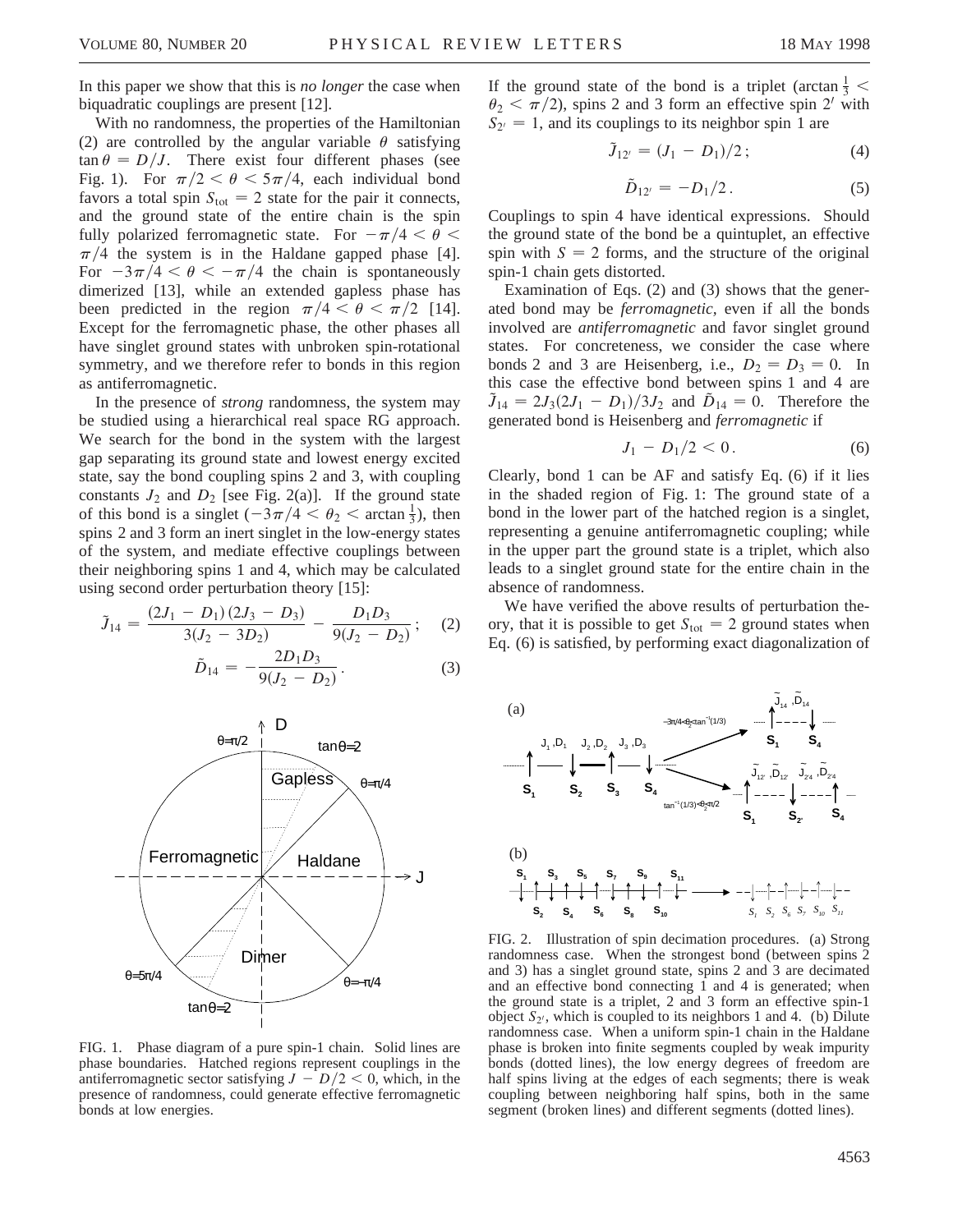In this paper we show that this is *no longer* the case when biquadratic couplings are present [12].

With no randomness, the properties of the Hamiltonian (2) are controlled by the angular variable $\theta$ satisfying $\tan\theta = D/J$. There exist four different phases (see Fig. 1). For $\pi/2 < \theta < 5\pi/4$, each individual bond favors a total spin $S_{\rm tot} = 2$ state for the pair it connects, and the ground state of the entire chain is the spin fully polarized ferromagnetic state. For $-\pi/4 < \theta < \pi/4$ the system is in the Haldane gapped phase [4]. For $-3\pi/4 < \theta < -\pi/4$ the chain is spontaneously dimerized [13], while an extended gapless phase has been predicted in the region $\pi/4 < \theta < \pi/2$ [14]. Except for the ferromagnetic phase, the other phases all have singlet ground states with unbroken spin-rotational symmetry, and we therefore refer to bonds in this region as antiferromagnetic.

In the presence of *strong* randomness, the system may be studied using a hierarchical real space RG approach. We search for the bond in the system with the largest gap separating its ground state and lowest energy excited state, say the bond coupling spins 2 and 3, with coupling constants $J_2$ and $D_2$ [see Fig. 2(a)]. If the ground state of this bond is a singlet ($-3\pi/4 < \theta_2 < \arctan\frac{1}{3}$), then spins 2 and 3 form an inert singlet in the low-energy states of the system, and mediate effective couplings between their neighboring spins 1 and 4, which may be calculated using second order perturbation theory [15]:

$$\tilde{J}_{14} = \frac{(2J_1 - D_1)(2J_3 - D_3)}{3(J_2 - 3D_2)} - \frac{D_1 D_3}{9(J_2 - D_2)}; \quad (2)$$

$$\tilde{D}_{14} = -\frac{2D_1 D_3}{9(J_2 - D_2)}. \quad (3)$$

FIG. 1. Phase diagram of a pure spin-1 chain. Solid lines are phase boundaries. Hatched regions represent couplings in the antiferromagnetic sector satisfying $J - D/2 < 0$, which, in the presence of randomness, could generate effective ferromagnetic bonds at low energies.

If the ground state of the bond is a triplet ($\arctan\frac{1}{3} < \theta_2 < \pi/2$), spins 2 and 3 form an effective spin $2'$ with $S_{2'} = 1$, and its couplings to its neighbor spin 1 are

$$\tilde{J}_{12'} = (J_1 - D_1)/2; \quad (4)$$

$$\tilde{D}_{12'} = -D_1/2. \quad (5)$$

Couplings to spin 4 have identical expressions. Should the ground state of the bond be a quintuplet, an effective spin with $S = 2$ forms, and the structure of the original spin-1 chain gets distorted.

Examination of Eqs. (2) and (3) shows that the generated bond may be *ferromagnetic*, even if all the bonds involved are *antiferromagnetic* and favor singlet ground states. For concreteness, we consider the case where bonds 2 and 3 are Heisenberg, i.e., $D_2 = D_3 = 0$. In this case the effective bond between spins 1 and 4 are $\tilde{J}_{14} = 2J_3(2J_1 - D_1)/3J_2$ and $\tilde{D}_{14} = 0$. Therefore the generated bond is Heisenberg and *ferromagnetic* if

$$J_1 - D_1/2 < 0. \quad (6)$$

Clearly, bond 1 can be AF and satisfy Eq. (6) if it lies in the shaded region of Fig. 1: The ground state of a bond in the lower part of the hatched region is a singlet, representing a genuine antiferromagnetic coupling; while in the upper part the ground state is a triplet, which also leads to a singlet ground state for the entire chain in the absence of randomness.

We have verified the above results of perturbation theory, that it is possible to get $S_{\rm tot} = 2$ ground states when Eq. (6) is satisfied, by performing exact diagonalization of

FIG. 2. Illustration of spin decimation procedures. (a) Strong randomness case. When the strongest bond (between spins 2 and 3) has a singlet ground state, spins 2 and 3 are decimated and an effective bond connecting 1 and 4 is generated; when the ground state is a triplet, 2 and 3 form an effective spin-1 object $S_{2'}$, which is coupled to its neighbors 1 and 4. (b) Dilute randomness case. When a uniform spin-1 chain in the Haldane phase is broken into finite segments coupled by weak impurity bonds (dotted lines), the low energy degrees of freedom are half spins living at the edges of each segments; there is weak coupling between neighboring half spins, both in the same segment (broken lines) and different segments (dotted lines).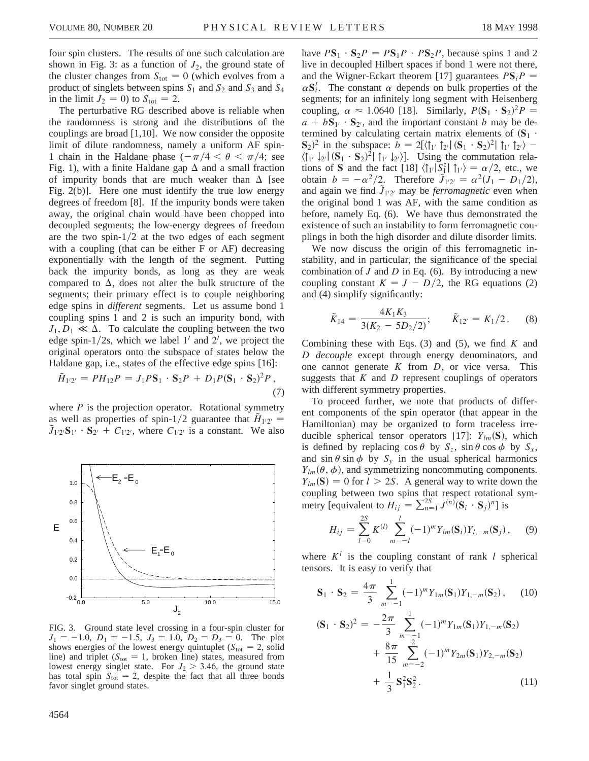four spin clusters. The results of one such calculation are shown in Fig. 3: as a function of $J_2$, the ground state of the cluster changes from $S_{tot} = 0$ (which evolves from a product of singlets between spins $S_1$ and $S_2$ and $S_3$ and $S_4$ in the limit $J_2 = 0$) to $S_{tot} = 2$.

The perturbative RG described above is reliable when the randomness is strong and the distributions of the couplings are broad [1,10]. We now consider the opposite limit of dilute randomness, namely a uniform AF spin-1 chain in the Haldane phase ($-\pi/4 < \theta < \pi/4$; see Fig. 1), with a finite Haldane gap $\Delta$ and a small fraction of impurity bonds that are much weaker than $\Delta$ [see Fig. 2(b)]. Here one must identify the true low energy degrees of freedom [8]. If the impurity bonds were taken away, the original chain would have been chopped into decoupled segments; the low-energy degrees of freedom are the two spin-1/2 at the two edges of each segment with a coupling (that can be either F or AF) decreasing exponentially with the length of the segment. Putting back the impurity bonds, as long as they are weak compared to $\Delta$, does not alter the bulk structure of the segments; their primary effect is to couple neighboring edge spins in *different* segments. Let us assume bond 1 coupling spins 1 and 2 is such an impurity bond, with $J_1, D_1 \ll \Delta$. To calculate the coupling between the two edge spin-1/2s, which we label $1'$ and $2'$, we project the original operators onto the subspace of states below the Haldane gap, i.e., states of the effective edge spins [16]:

$$\tilde{H}_{1'2'} = PH_{12}P = J_1 P\mathbf{S}_1 \cdot \mathbf{S}_2 P + D_1 P(\mathbf{S}_1 \cdot \mathbf{S}_2)^2 P, \tag{7}$$

where $P$ is the projection operator. Rotational symmetry as well as properties of spin-1/2 guarantee that $\tilde{H}_{1'2'} = \tilde{J}_{1'2'}\mathbf{S}_{1'} \cdot \mathbf{S}_{2'} + C_{1'2'}$, where $C_{1'2'}$ is a constant. We also have $P\mathbf{S}_1 \cdot \mathbf{S}_2 P = P\mathbf{S}_1 P \cdot P\mathbf{S}_2 P$, because spins 1 and 2 live in decoupled Hilbert spaces if bond 1 were not there, and the Wigner-Eckart theorem [17] guarantees $P\mathbf{S}_i P = \alpha \mathbf{S}'_i$. The constant $\alpha$ depends on bulk properties of the segments; for an infinitely long segment with Heisenberg coupling, $\alpha \approx 1.0640$ [18]. Similarly, $P(\mathbf{S}_1 \cdot \mathbf{S}_2)^2 P = a + b\mathbf{S}_{1'} \cdot \mathbf{S}_{2'}$, and the important constant $b$ may be determined by calculating certain matrix elements of $(\mathbf{S}_1 \cdot \mathbf{S}_2)^2$ in the subspace: $b = 2[\langle \uparrow_{1'} \uparrow_{2'} | (\mathbf{S}_1 \cdot \mathbf{S}_2)^2 | \uparrow_{1'} \uparrow_{2'} \rangle - \langle \uparrow_{1'} \downarrow_{2'} | (\mathbf{S}_1 \cdot \mathbf{S}_2)^2 | \uparrow_{1'} \downarrow_{2'} \rangle]$. Using the commutation relations of $\mathbf{S}$ and the fact [18] $\langle \uparrow_{1'} | S_1^z | \uparrow_{1'} \rangle = \alpha/2$, etc., we obtain $b = -\alpha^2/2$. Therefore $\tilde{J}_{1'2'} = \alpha^2(J_1 - D_1/2)$, and again we find $\tilde{J}_{1'2'}$ may be *ferromagnetic* even when the original bond 1 was AF, with the same condition as before, namely Eq. (6). We have thus demonstrated the existence of such an instability to form ferromagnetic couplings in both the high disorder and dilute disorder limits.

We now discuss the origin of this ferromagnetic instability, and in particular, the significance of the special combination of $J$ and $D$ in Eq. (6). By introducing a new coupling constant $K = J - D/2$, the RG equations (2) and (4) simplify significantly:

$$\tilde{K}_{14} = \frac{4K_1K_3}{3(K_2 - 5D_2/2)}; \qquad \tilde{K}_{12'} = K_1/2. \tag{8}$$

Combining these with Eqs. (3) and (5), we find $K$ and $D$ *decouple* except through energy denominators, and one cannot generate $K$ from $D$, or vice versa. This suggests that $K$ and $D$ represent couplings of operators with different symmetry properties.

To proceed further, we note that products of different components of the spin operator (that appear in the Hamiltonian) may be organized to form traceless irreducible spherical tensor operators [17]: $Y_{lm}(\mathbf{S})$, which is defined by replacing $\cos\theta$ by $S_z$, $\sin\theta\cos\phi$ by $S_x$, and $\sin\theta\sin\phi$ by $S_y$ in the usual spherical harmonics $Y_{lm}(\theta, \phi)$, and symmetrizing noncommuting components. $Y_{lm}(\mathbf{S}) = 0$ for $l > 2S$. A general way to write down the coupling between two spins that respect rotational symmetry [equivalent to $H_{ij} = \sum_{n=1}^{2S} J^{(n)}(\mathbf{S}_i \cdot \mathbf{S}_j)^n$] is

$$H_{ij} = \sum_{l=0}^{2S} K^{(l)} \sum_{m=-l}^{l} (-1)^m Y_{lm}(\mathbf{S}_i) Y_{l,-m}(\mathbf{S}_j), \tag{9}$$

where $K^l$ is the coupling constant of rank $l$ spherical tensors. It is easy to verify that

$$\mathbf{S}_1 \cdot \mathbf{S}_2 = \frac{4\pi}{3} \sum_{m=-1}^{1} (-1)^m Y_{1m}(\mathbf{S}_1) Y_{1,-m}(\mathbf{S}_2), \tag{10}$$

$$(\mathbf{S}_1 \cdot \mathbf{S}_2)^2 = -\frac{2\pi}{3} \sum_{m=-1}^{1} (-1)^m Y_{1m}(\mathbf{S}_1) Y_{1,-m}(\mathbf{S}_2) + \frac{8\pi}{15} \sum_{m=-2}^{2} (-1)^m Y_{2m}(\mathbf{S}_1) Y_{2,-m}(\mathbf{S}_2) + \frac{1}{3}\mathbf{S}_1^2 \mathbf{S}_2^2. \tag{11}$$

FIG. 3. Ground state level crossing in a four-spin cluster for $J_1 = -1.0$, $D_1 = -1.5$, $J_3 = 1.0$, $D_2 = D_3 = 0$. The plot shows energies of the lowest energy quintuplet ($S_{tot} = 2$, solid line) and triplet ($S_{tot} = 1$, broken line) states, measured from lowest energy singlet state. For $J_2 > 3.46$, the ground state has total spin $S_{tot} = 2$, despite the fact that all three bonds favor singlet ground states.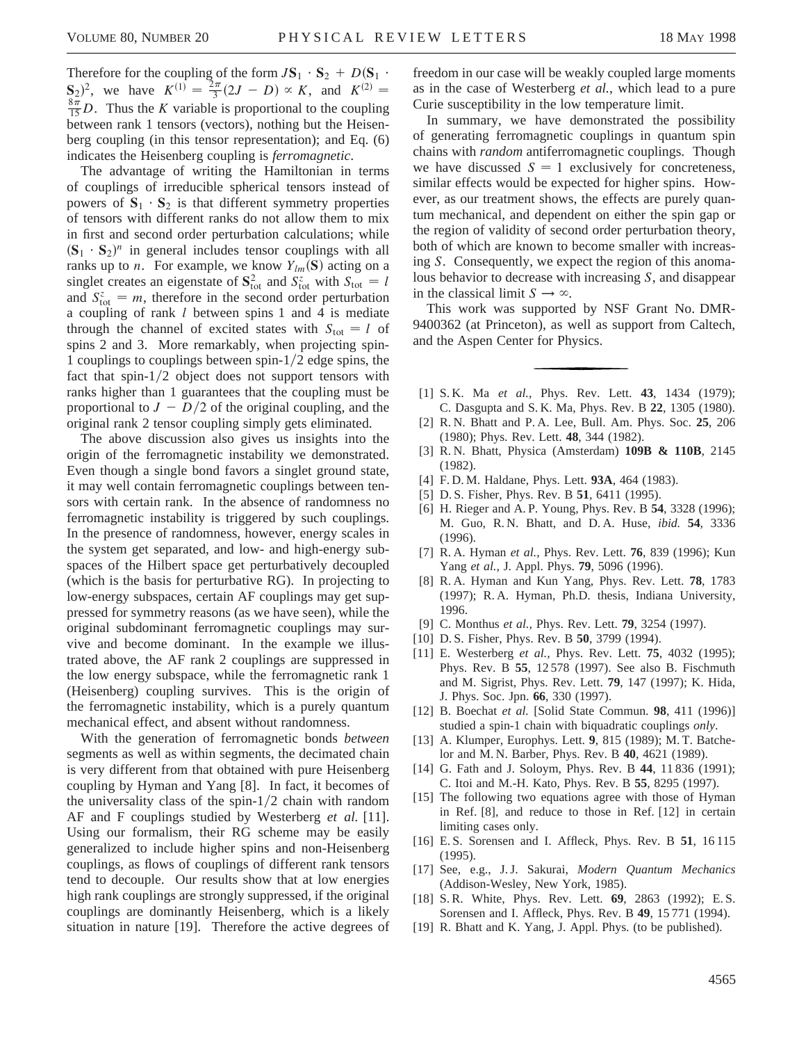Therefore for the coupling of the form $J\mathbf{S}_1 \cdot \mathbf{S}_2 + D(\mathbf{S}_1 \cdot \mathbf{S}_2)^2$, we have $K^{(1)} = \frac{2\pi}{3}(2J - D) \propto K$, and $K^{(2)} = \frac{8\pi}{15}D$. Thus the $K$ variable is proportional to the coupling between rank 1 tensors (vectors), nothing but the Heisenberg coupling (in this tensor representation); and Eq. (6) indicates the Heisenberg coupling is *ferromagnetic*.

The advantage of writing the Hamiltonian in terms of couplings of irreducible spherical tensors instead of powers of $\mathbf{S}_1 \cdot \mathbf{S}_2$ is that different symmetry properties of tensors with different ranks do not allow them to mix in first and second order perturbation calculations; while $(\mathbf{S}_1 \cdot \mathbf{S}_2)^n$ in general includes tensor couplings with all ranks up to $n$. For example, we know $Y_{lm}(\mathbf{S})$ acting on a singlet creates an eigenstate of $\mathbf{S}^2_{\text{tot}}$ and $S^z_{\text{tot}}$ with $S_{\text{tot}} = l$ and $S^z_{\text{tot}} = m$, therefore in the second order perturbation a coupling of rank $l$ between spins 1 and 4 is mediate through the channel of excited states with $S_{\text{tot}} = l$ of spins 2 and 3. More remarkably, when projecting spin-1 couplings to couplings between spin-1/2 edge spins, the fact that spin-1/2 object does not support tensors with ranks higher than 1 guarantees that the coupling must be proportional to $J - D/2$ of the original coupling, and the original rank 2 tensor coupling simply gets eliminated.

The above discussion also gives us insights into the origin of the ferromagnetic instability we demonstrated. Even though a single bond favors a singlet ground state, it may well contain ferromagnetic couplings between tensors with certain rank. In the absence of randomness no ferromagnetic instability is triggered by such couplings. In the presence of randomness, however, energy scales in the system get separated, and low- and high-energy subspaces of the Hilbert space get perturbatively decoupled (which is the basis for perturbative RG). In projecting to low-energy subspaces, certain AF couplings may get suppressed for symmetry reasons (as we have seen), while the original subdominant ferromagnetic couplings may survive and become dominant. In the example we illustrated above, the AF rank 2 couplings are suppressed in the low energy subspace, while the ferromagnetic rank 1 (Heisenberg) coupling survives. This is the origin of the ferromagnetic instability, which is a purely quantum mechanical effect, and absent without randomness.

With the generation of ferromagnetic bonds *between* segments as well as within segments, the decimated chain is very different from that obtained with pure Heisenberg coupling by Hyman and Yang [8]. In fact, it becomes of the universality class of the spin-1/2 chain with random AF and F couplings studied by Westerberg *et al.* [11]. Using our formalism, their RG scheme may be easily generalized to include higher spins and non-Heisenberg couplings, as flows of couplings of different rank tensors tend to decouple. Our results show that at low energies high rank couplings are strongly suppressed, if the original couplings are dominantly Heisenberg, which is a likely situation in nature [19]. Therefore the active degrees of freedom in our case will be weakly coupled large moments as in the case of Westerberg *et al.*, which lead to a pure Curie susceptibility in the low temperature limit.

In summary, we have demonstrated the possibility of generating ferromagnetic couplings in quantum spin chains with *random* antiferromagnetic couplings. Though we have discussed $S = 1$ exclusively for concreteness, similar effects would be expected for higher spins. However, as our treatment shows, the effects are purely quantum mechanical, and dependent on either the spin gap or the region of validity of second order perturbation theory, both of which are known to become smaller with increasing $S$. Consequently, we expect the region of this anomalous behavior to decrease with increasing $S$, and disappear in the classical limit $S \to \infty$.

This work was supported by NSF Grant No. DMR-9400362 (at Princeton), as well as support from Caltech, and the Aspen Center for Physics.

---

[1] S. K. Ma *et al.*, Phys. Rev. Lett. **43**, 1434 (1979); C. Dasgupta and S. K. Ma, Phys. Rev. B **22**, 1305 (1980).

[2] R. N. Bhatt and P. A. Lee, Bull. Am. Phys. Soc. **25**, 206 (1980); Phys. Rev. Lett. **48**, 344 (1982).

[3] R. N. Bhatt, Physica (Amsterdam) **109B & 110B**, 2145 (1982).

[4] F. D. M. Haldane, Phys. Lett. **93A**, 464 (1983).

[5] D. S. Fisher, Phys. Rev. B **51**, 6411 (1995).

[6] H. Rieger and A. P. Young, Phys. Rev. B **54**, 3328 (1996); M. Guo, R. N. Bhatt, and D. A. Huse, *ibid.* **54**, 3336 (1996).

[7] R. A. Hyman *et al.*, Phys. Rev. Lett. **76**, 839 (1996); Kun Yang *et al.*, J. Appl. Phys. **79**, 5096 (1996).

[8] R. A. Hyman and Kun Yang, Phys. Rev. Lett. **78**, 1783 (1997); R. A. Hyman, Ph.D. thesis, Indiana University, 1996.

[9] C. Monthus *et al.*, Phys. Rev. Lett. **79**, 3254 (1997).

[10] D. S. Fisher, Phys. Rev. B **50**, 3799 (1994).

[11] E. Westerberg *et al.*, Phys. Rev. Lett. **75**, 4032 (1995); Phys. Rev. B **55**, 12 578 (1997). See also B. Fischmuth and M. Sigrist, Phys. Rev. Lett. **79**, 147 (1997); K. Hida, J. Phys. Soc. Jpn. **66**, 330 (1997).

[12] B. Boechat *et al.* [Solid State Commun. **98**, 411 (1996)] studied a spin-1 chain with biquadratic couplings *only*.

[13] A. Klumper, Europhys. Lett. **9**, 815 (1989); M. T. Batchelor and M. N. Barber, Phys. Rev. B **40**, 4621 (1989).

[14] G. Fath and J. Soloym, Phys. Rev. B **44**, 11 836 (1991); C. Itoi and M.-H. Kato, Phys. Rev. B **55**, 8295 (1997).

[15] The following two equations agree with those of Hyman in Ref. [8], and reduce to those in Ref. [12] in certain limiting cases only.

[16] E. S. Sorensen and I. Affleck, Phys. Rev. B **51**, 16 115 (1995).

[17] See, e.g., J. J. Sakurai, *Modern Quantum Mechanics* (Addison-Wesley, New York, 1985).

[18] S. R. White, Phys. Rev. Lett. **69**, 2863 (1992); E. S. Sorensen and I. Affleck, Phys. Rev. B **49**, 15 771 (1994).

[19] R. Bhatt and K. Yang, J. Appl. Phys. (to be published).